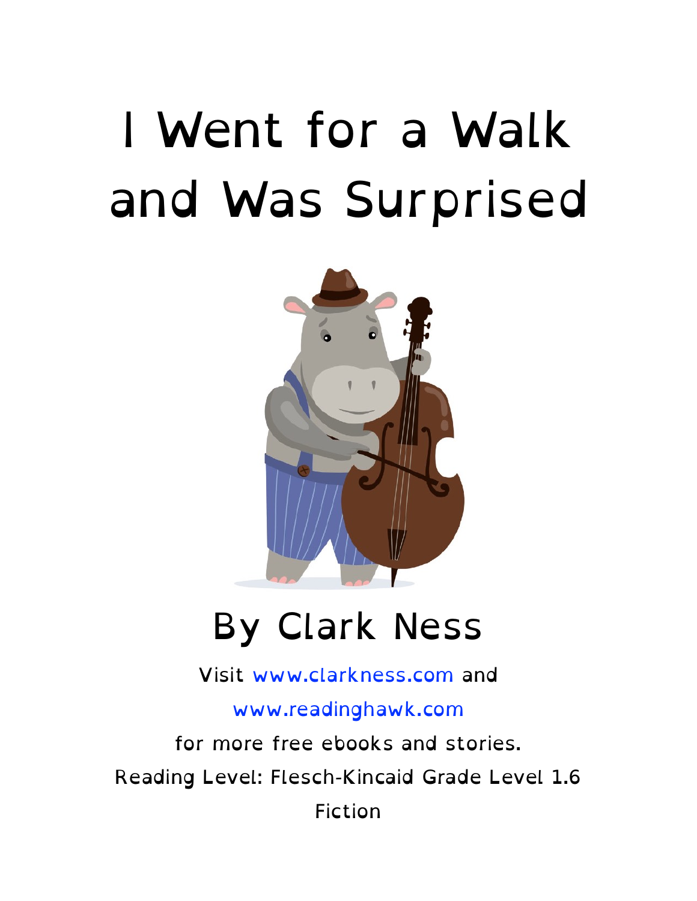# I Went for a Walk and Was Surprised

## By Clark Ness

Visit www.clarkness.com and www.readinghawk.com for more free ebooks and stories.

Reading Level: Flesch-Kincaid Grade Level 1.6

Fiction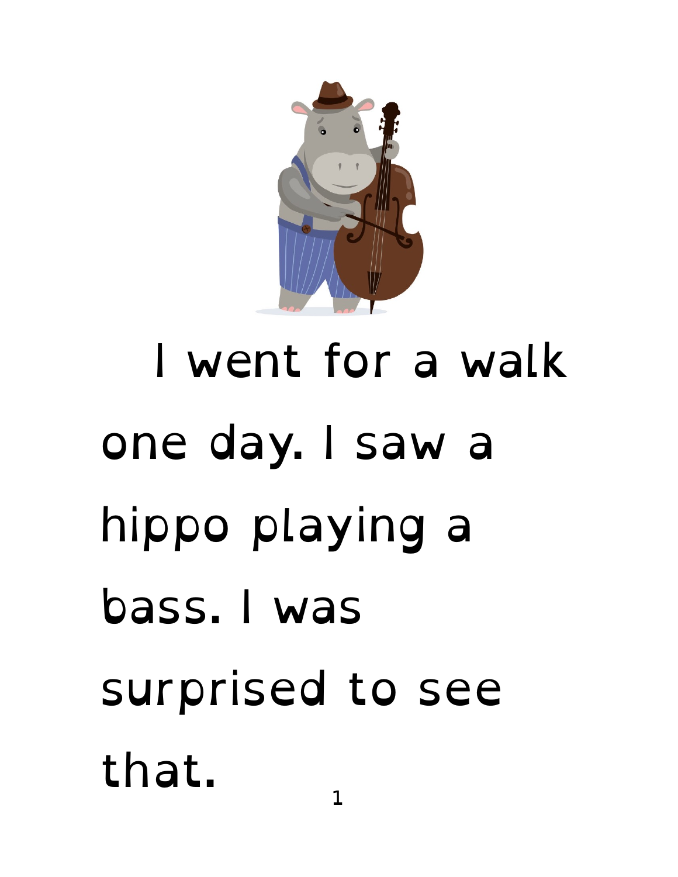I went for a walk one day. I saw a hippo playing a bass. I was surprised to see that.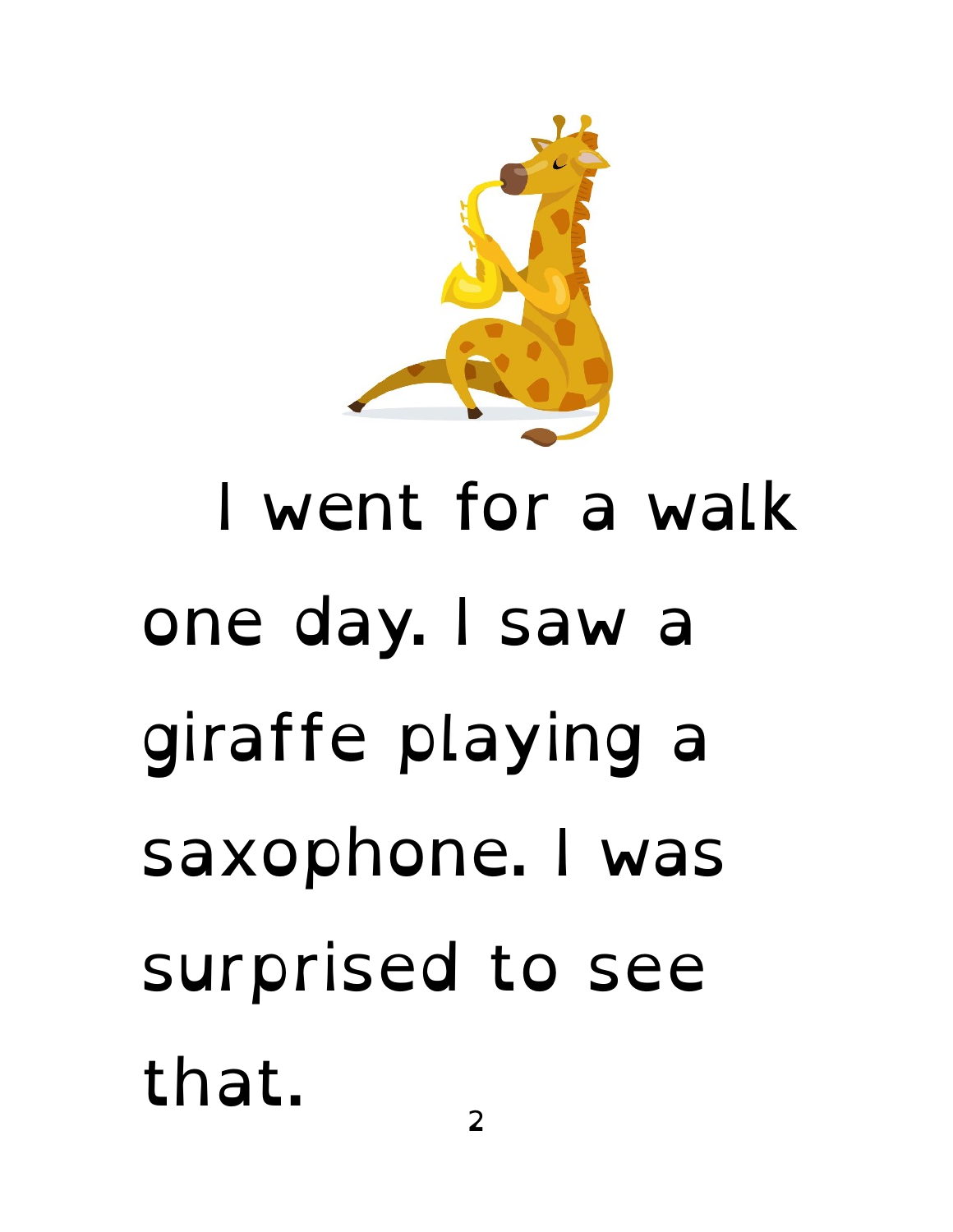I went for a walk one day. I saw a giraffe playing a saxophone. I was surprised to see that.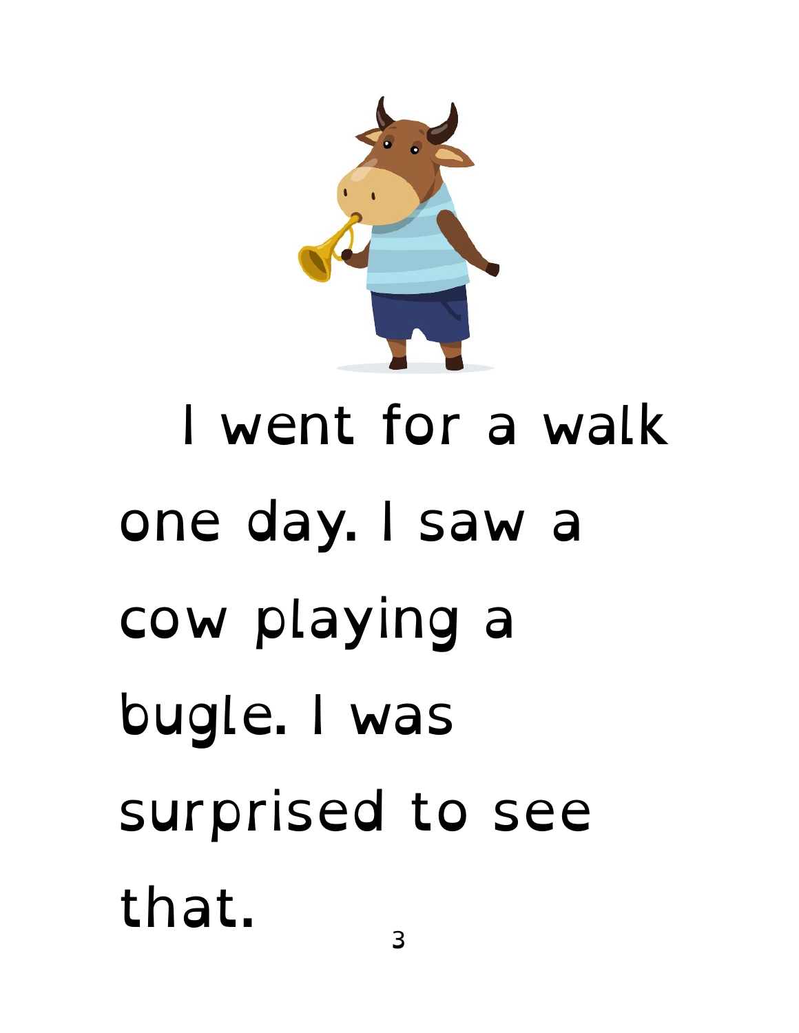I went for a walk one day. I saw a cow playing a bugle. I was surprised to see that.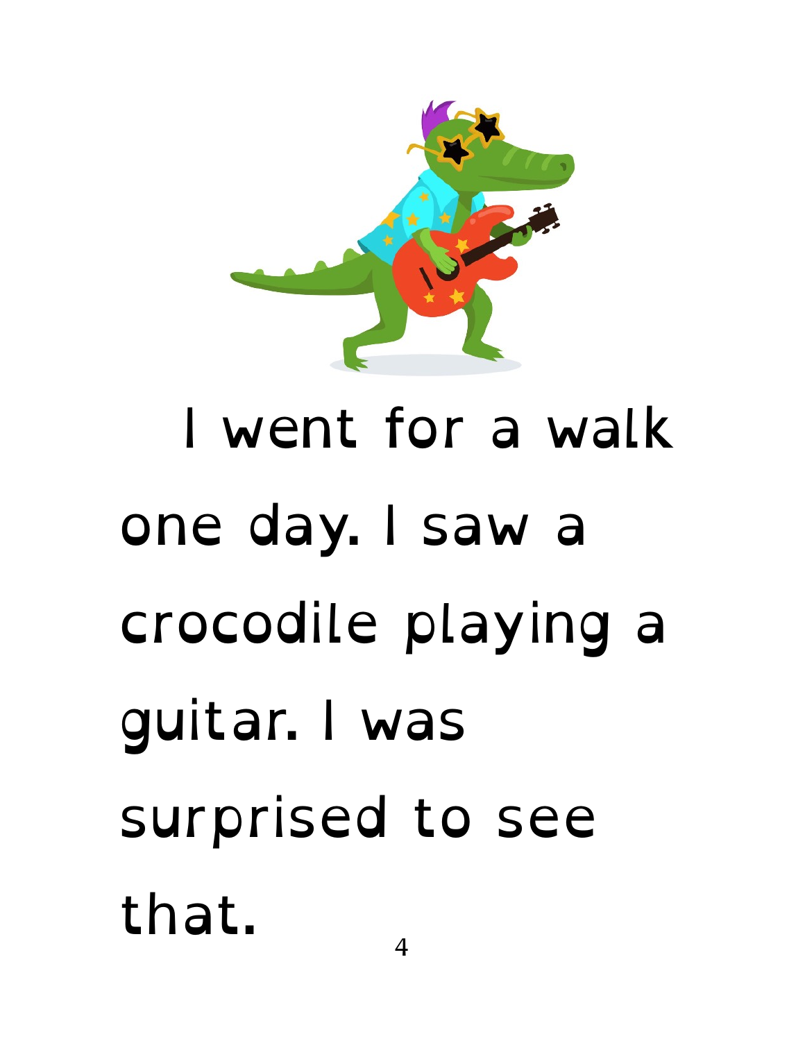I went for a walk one day. I saw a crocodile playing a guitar. I was surprised to see that.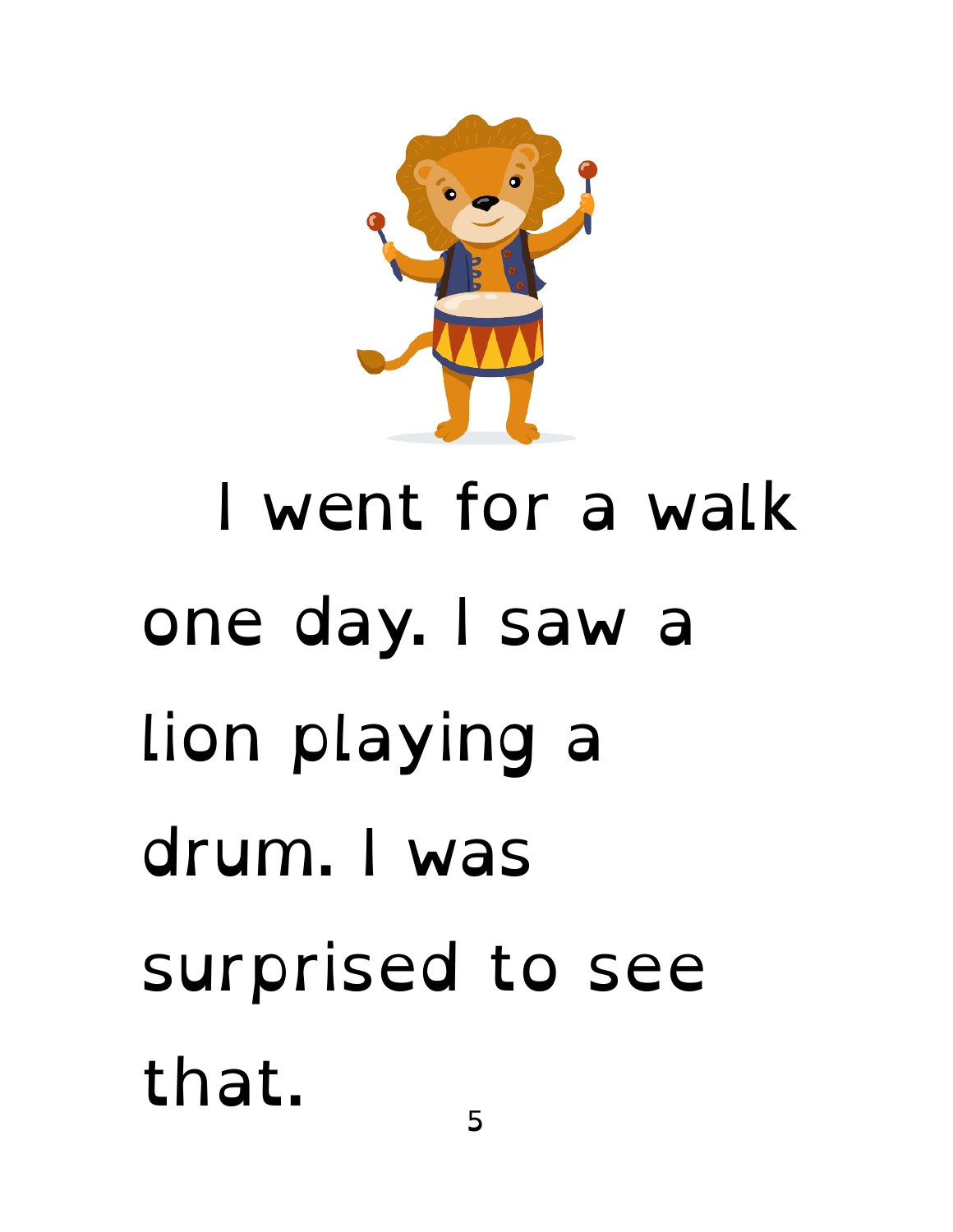I went for a walk one day. I saw a lion playing a drum. I was surprised to see that.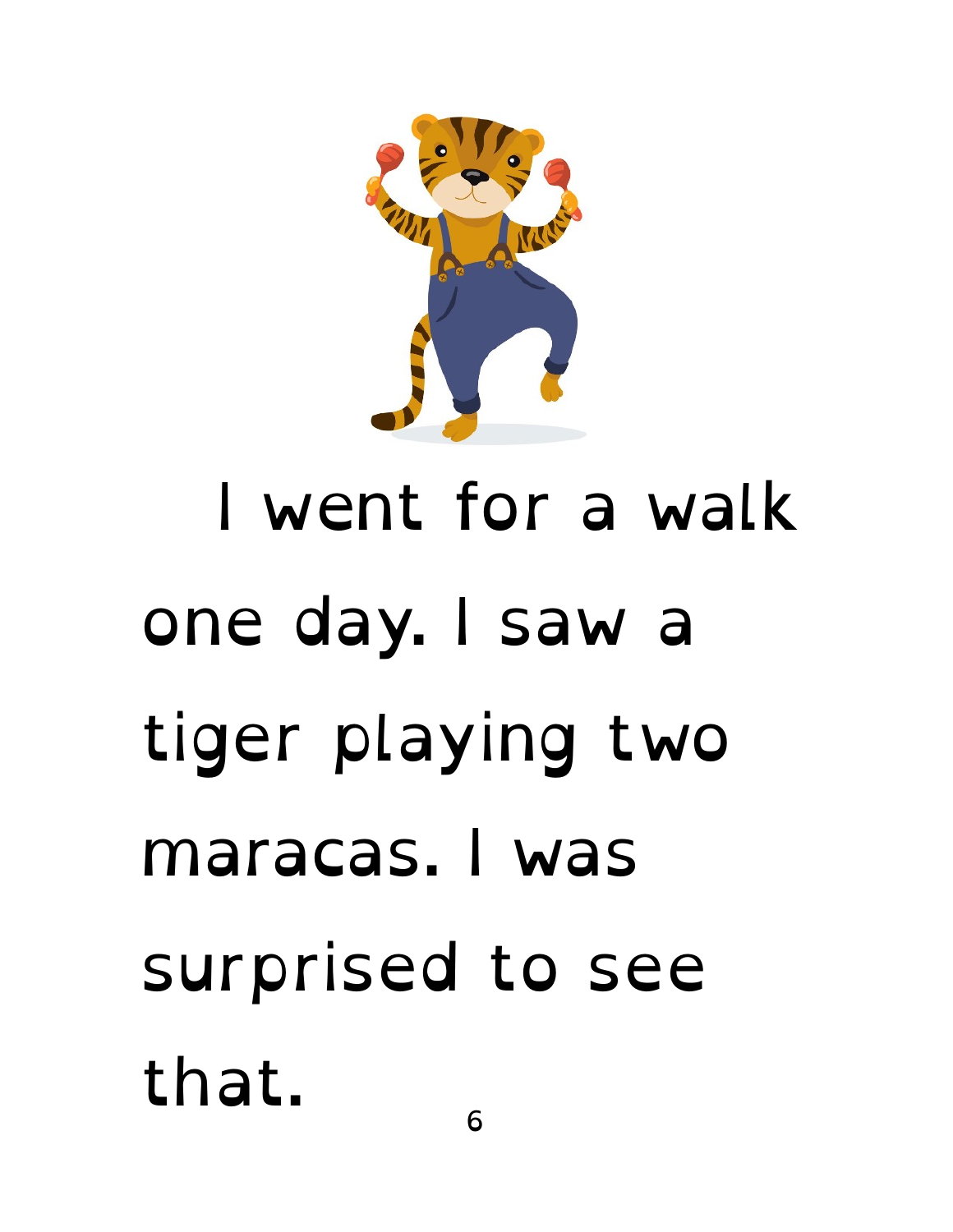I went for a walk one day. I saw a tiger playing two maracas. I was surprised to see that.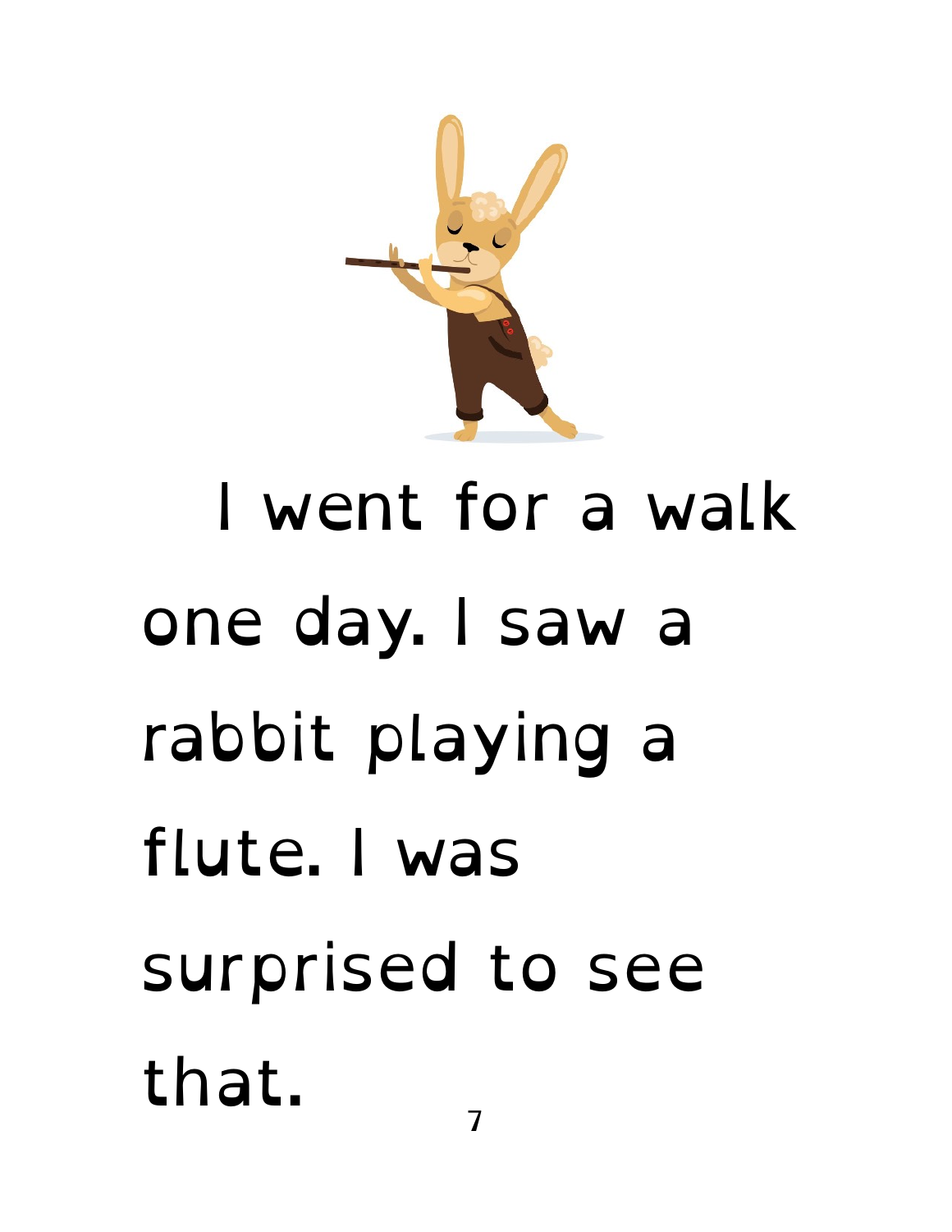I went for a walk one day. I saw a rabbit playing a flute. I was surprised to see that.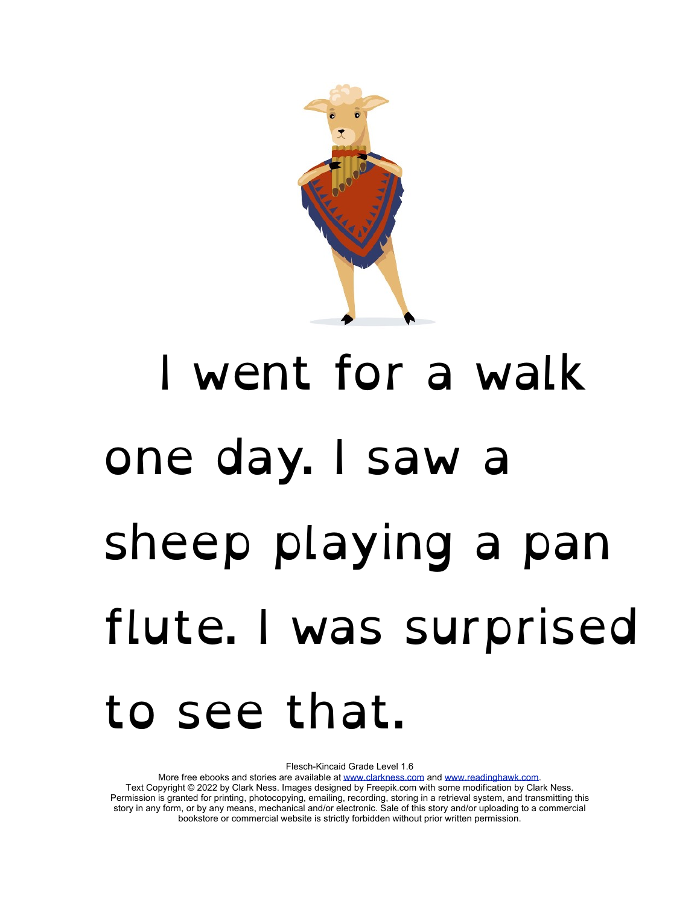I went for a walk one day. I saw a sheep playing a pan flute. I was surprised to see that.

Flesch-Kincaid Grade Level 1.6

More free ebooks and stories are available at www.clarkness.com and www.readinghawk.com.

Text Copyright © 2022 by Clark Ness. Images designed by Freepik.com with some modification by Clark Ness. Permission is granted for printing, photocopying, emailing, recording, storing in a retrieval system, and transmitting this story in any form, or by any means, mechanical and/or electronic. Sale of this story and/or uploading to a commercial bookstore or commercial website is strictly forbidden without prior written permission.